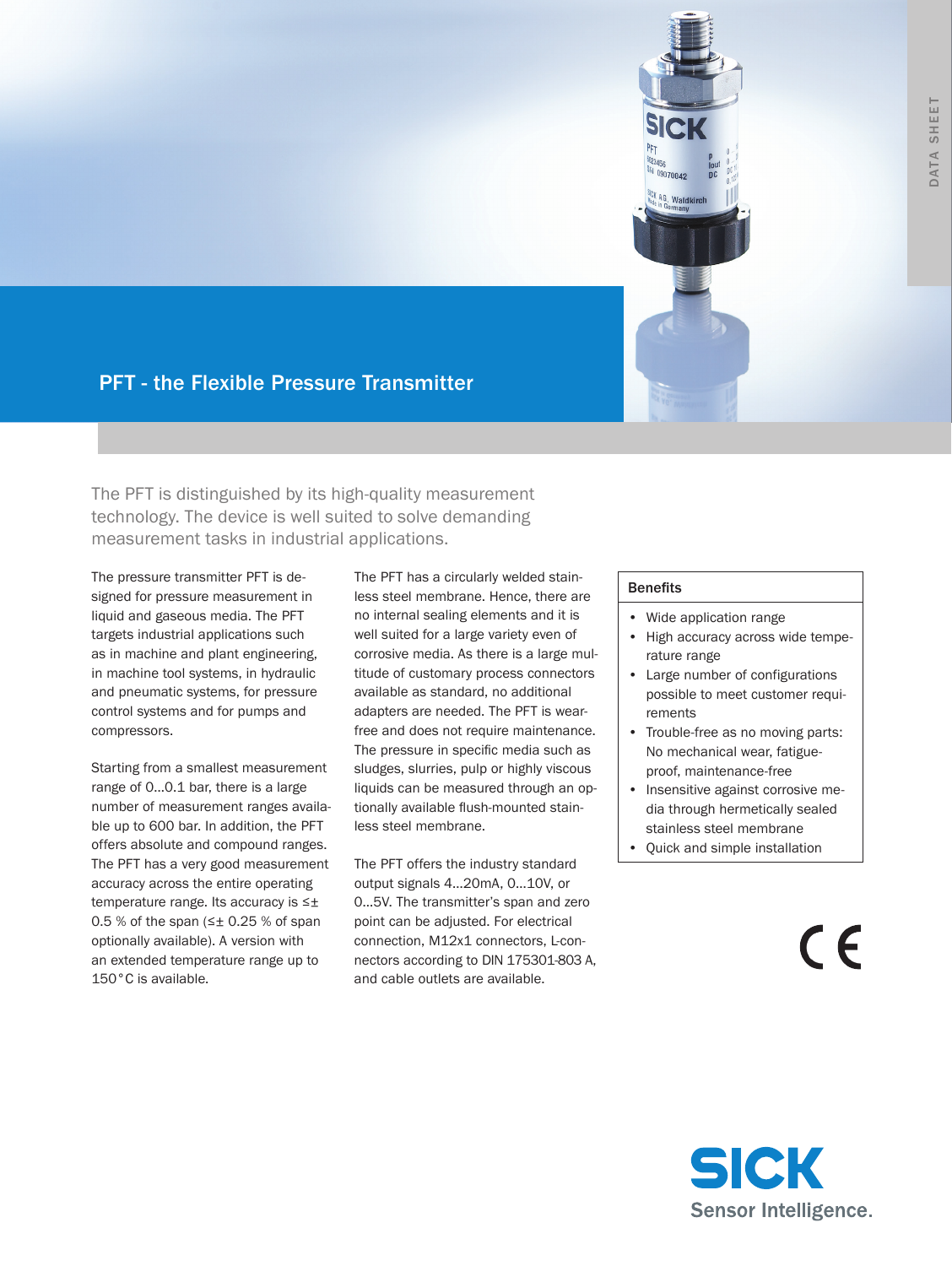DATA SHEET

# PFT - the Flexible Pressure Transmitter

## The PFT is distinguished by its high-quality measurement technology. The device is well suited to solve demanding measurement tasks in industrial applications.

The pressure transmitter PFT is designed for pressure measurement in liquid and gaseous media. The PFT targets industrial applications such as in machine and plant engineering, in machine tool systems, in hydraulic and pneumatic systems, for pressure control systems and for pumps and compressors.

Starting from a smallest measurement range of 0...0.1 bar, there is a large number of measurement ranges available up to 600 bar. In addition, the PFT offers absolute and compound ranges. The PFT has a very good measurement accuracy across the entire operating temperature range. Its accuracy is ≤± 0.5 % of the span (≤± 0.25 % of span optionally available). A version with an extended temperature range up to 150°C is available.

The PFT has a circularly welded stainless steel membrane. Hence, there are no internal sealing elements and it is well suited for a large variety even of corrosive media. As there is a large multitude of customary process connectors available as standard, no additional adapters are needed. The PFT is wear-free and does not require maintenance. The pressure in specific media such as sludges, slurries, pulp or highly viscous liquids can be measured through an optionally available flush-mounted stainless steel membrane.

The PFT offers the industry standard output signals 4...20mA, 0...10V, or 0...5V. The transmitter's span and zero point can be adjusted. For electrical connection, M12x1 connectors, L-connectors according to DIN 175301-803 A, and cable outlets are available.

### Benefits

- Wide application range
- High accuracy across wide temperature range
- Large number of configurations possible to meet customer requirements
- Trouble-free as no moving parts: No mechanical wear, fatigue-proof, maintenance-free
- Insensitive against corrosive media through hermetically sealed stainless steel membrane
- Quick and simple installation

CE

SICK
Sensor Intelligence.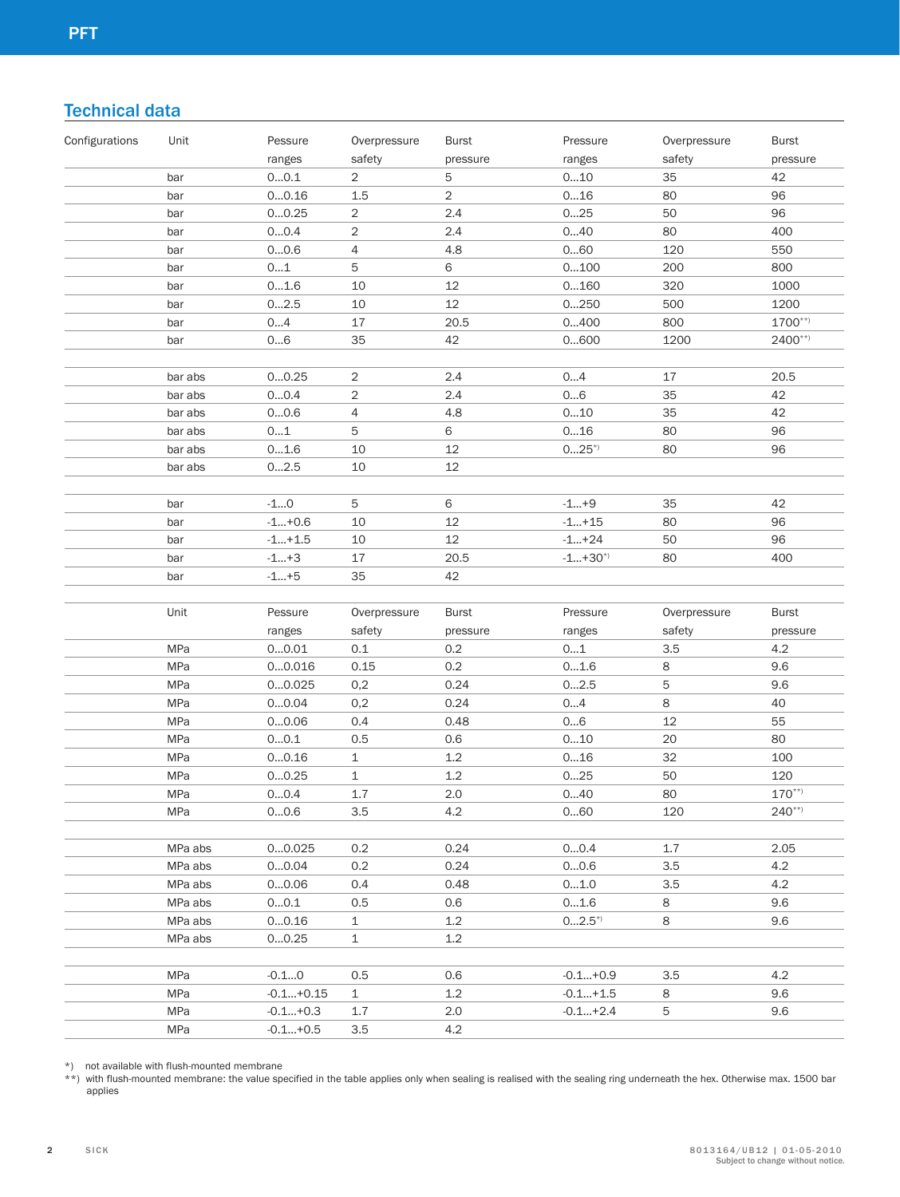## Technical data

| Configurations | Unit | Pessure ranges | Overpressure safety | Burst pressure | Pressure ranges | Overpressure safety | Burst pressure |
|---|---|---|---|---|---|---|---|
| | bar | 0...0.1 | 2 | 5 | 0...10 | 35 | 42 |
| | bar | 0...0.16 | 1.5 | 2 | 0...16 | 80 | 96 |
| | bar | 0...0.25 | 2 | 2.4 | 0...25 | 50 | 96 |
| | bar | 0...0.4 | 2 | 2.4 | 0...40 | 80 | 400 |
| | bar | 0...0.6 | 4 | 4.8 | 0...60 | 120 | 550 |
| | bar | 0...1 | 5 | 6 | 0...100 | 200 | 800 |
| | bar | 0...1.6 | 10 | 12 | 0...160 | 320 | 1000 |
| | bar | 0...2.5 | 10 | 12 | 0...250 | 500 | 1200 |
| | bar | 0...4 | 17 | 20.5 | 0...400 | 800 | 1700**) |
| | bar | 0...6 | 35 | 42 | 0...600 | 1200 | 2400**) |
| | | | | | | | |
| | bar abs | 0...0.25 | 2 | 2.4 | 0...4 | 17 | 20.5 |
| | bar abs | 0...0.4 | 2 | 2.4 | 0...6 | 35 | 42 |
| | bar abs | 0...0.6 | 4 | 4.8 | 0...10 | 35 | 42 |
| | bar abs | 0...1 | 5 | 6 | 0...16 | 80 | 96 |
| | bar abs | 0...1.6 | 10 | 12 | 0...25*) | 80 | 96 |
| | bar abs | 0...2.5 | 10 | 12 | | | |
| | | | | | | | |
| | bar | -1...0 | 5 | 6 | -1...+9 | 35 | 42 |
| | bar | -1...+0.6 | 10 | 12 | -1...+15 | 80 | 96 |
| | bar | -1...+1.5 | 10 | 12 | -1...+24 | 50 | 96 |
| | bar | -1...+3 | 17 | 20.5 | -1...+30*) | 80 | 400 |
| | bar | -1...+5 | 35 | 42 | | | |
| | | | | | | | |
| | Unit | Pessure ranges | Overpressure safety | Burst pressure | Pressure ranges | Overpressure safety | Burst pressure |
| | MPa | 0...0.01 | 0.1 | 0.2 | 0...1 | 3.5 | 4.2 |
| | MPa | 0...0.016 | 0.15 | 0.2 | 0...1.6 | 8 | 9.6 |
| | MPa | 0...0.025 | 0,2 | 0.24 | 0...2.5 | 5 | 9.6 |
| | MPa | 0...0.04 | 0,2 | 0.24 | 0...4 | 8 | 40 |
| | MPa | 0...0.06 | 0.4 | 0.48 | 0...6 | 12 | 55 |
| | MPa | 0...0.1 | 0.5 | 0.6 | 0...10 | 20 | 80 |
| | MPa | 0...0.16 | 1 | 1.2 | 0...16 | 32 | 100 |
| | MPa | 0...0.25 | 1 | 1.2 | 0...25 | 50 | 120 |
| | MPa | 0...0.4 | 1.7 | 2.0 | 0...40 | 80 | 170**) |
| | MPa | 0...0.6 | 3.5 | 4.2 | 0...60 | 120 | 240**) |
| | | | | | | | |
| | MPa abs | 0...0.025 | 0.2 | 0.24 | 0...0.4 | 1.7 | 2.05 |
| | MPa abs | 0...0.04 | 0.2 | 0.24 | 0...0.6 | 3.5 | 4.2 |
| | MPa abs | 0...0.06 | 0.4 | 0.48 | 0...1.0 | 3.5 | 4.2 |
| | MPa abs | 0...0.1 | 0.5 | 0.6 | 0...1.6 | 8 | 9.6 |
| | MPa abs | 0...0.16 | 1 | 1.2 | 0...2.5*) | 8 | 9.6 |
| | MPa abs | 0...0.25 | 1 | 1.2 | | | |
| | | | | | | | |
| | MPa | -0.1...0 | 0.5 | 0.6 | -0.1...+0.9 | 3.5 | 4.2 |
| | MPa | -0.1...+0.15 | 1 | 1.2 | -0.1...+1.5 | 8 | 9.6 |
| | MPa | -0.1...+0.3 | 1.7 | 2.0 | -0.1...+2.4 | 5 | 9.6 |
| | MPa | -0.1...+0.5 | 3.5 | 4.2 | | | |

*) not available with flush-mounted membrane

**) with flush-mounted membrane: the value specified in the table applies only when sealing is realised with the sealing ring underneath the hex. Otherwise max. 1500 bar applies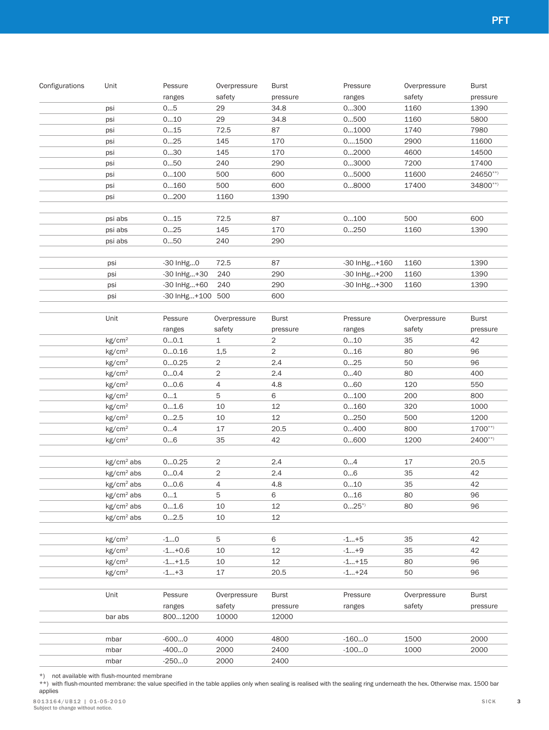| Configurations | Unit | Pessure ranges | Overpressure safety | Burst pressure | Pressure ranges | Overpressure safety | Burst pressure |
|---|---|---|---|---|---|---|---|
| | psi | 0…5 | 29 | 34.8 | 0…300 | 1160 | 1390 |
| | psi | 0…10 | 29 | 34.8 | 0…500 | 1160 | 5800 |
| | psi | 0…15 | 72.5 | 87 | 0…1000 | 1740 | 7980 |
| | psi | 0…25 | 145 | 170 | 0….1500 | 2900 | 11600 |
| | psi | 0…30 | 145 | 170 | 0…2000 | 4600 | 14500 |
| | psi | 0…50 | 240 | 290 | 0…3000 | 7200 | 17400 |
| | psi | 0…100 | 500 | 600 | 0…5000 | 11600 | 24650**) |
| | psi | 0…160 | 500 | 600 | 0…8000 | 17400 | 34800**) |
| | psi | 0…200 | 1160 | 1390 | | | |
| | | | | | | | |
| | psi abs | 0…15 | 72.5 | 87 | 0…100 | 500 | 600 |
| | psi abs | 0…25 | 145 | 170 | 0…250 | 1160 | 1390 |
| | psi abs | 0…50 | 240 | 290 | | | |
| | | | | | | | |
| | psi | -30 InHg…0 | 72.5 | 87 | -30 InHg…+160 | 1160 | 1390 |
| | psi | -30 InHg…+30 | 240 | 290 | -30 InHg…+200 | 1160 | 1390 |
| | psi | -30 InHg…+60 | 240 | 290 | -30 InHg…+300 | 1160 | 1390 |
| | psi | -30 InHg…+100 | 500 | 600 | | | |

| | Unit | Pessure ranges | Overpressure safety | Burst pressure | Pressure ranges | Overpressure safety | Burst pressure |
|---|---|---|---|---|---|---|---|
| | kg/cm² | 0…0.1 | 1 | 2 | 0…10 | 35 | 42 |
| | kg/cm² | 0…0.16 | 1,5 | 2 | 0…16 | 80 | 96 |
| | kg/cm² | 0…0.25 | 2 | 2.4 | 0…25 | 50 | 96 |
| | kg/cm² | 0…0.4 | 2 | 2.4 | 0…40 | 80 | 400 |
| | kg/cm² | 0…0.6 | 4 | 4.8 | 0…60 | 120 | 550 |
| | kg/cm² | 0…1 | 5 | 6 | 0…100 | 200 | 800 |
| | kg/cm² | 0…1.6 | 10 | 12 | 0…160 | 320 | 1000 |
| | kg/cm² | 0…2.5 | 10 | 12 | 0…250 | 500 | 1200 |
| | kg/cm² | 0…4 | 17 | 20.5 | 0…400 | 800 | 1700**) |
| | kg/cm² | 0…6 | 35 | 42 | 0…600 | 1200 | 2400**) |
| | | | | | | | |
| | kg/cm² abs | 0…0.25 | 2 | 2.4 | 0…4 | 17 | 20.5 |
| | kg/cm² abs | 0…0.4 | 2 | 2.4 | 0…6 | 35 | 42 |
| | kg/cm² abs | 0…0.6 | 4 | 4.8 | 0…10 | 35 | 42 |
| | kg/cm² abs | 0…1 | 5 | 6 | 0…16 | 80 | 96 |
| | kg/cm² abs | 0…1.6 | 10 | 12 | 0…25*) | 80 | 96 |
| | kg/cm² abs | 0…2.5 | 10 | 12 | | | |
| | | | | | | | |
| | kg/cm² | -1…0 | 5 | 6 | -1…+5 | 35 | 42 |
| | kg/cm² | -1…+0.6 | 10 | 12 | -1…+9 | 35 | 42 |
| | kg/cm² | -1…+1.5 | 10 | 12 | -1…+15 | 80 | 96 |
| | kg/cm² | -1…+3 | 17 | 20.5 | -1…+24 | 50 | 96 |

| | Unit | Pessure ranges | Overpressure safety | Burst pressure | Pressure ranges | Overpressure safety | Burst pressure |
|---|---|---|---|---|---|---|---|
| | bar abs | 800…1200 | 10000 | 12000 | | | |
| | | | | | | | |
| | mbar | -600…0 | 4000 | 4800 | -160…0 | 1500 | 2000 |
| | mbar | -400…0 | 2000 | 2400 | -100…0 | 1000 | 2000 |
| | mbar | -250…0 | 2000 | 2400 | | | |

*) not available with flush-mounted membrane

**) with flush-mounted membrane: the value specified in the table applies only when sealing is realised with the sealing ring underneath the hex. Otherwise max. 1500 bar applies

8013164/UB12 | 01-05-2010
Subject to change without notice.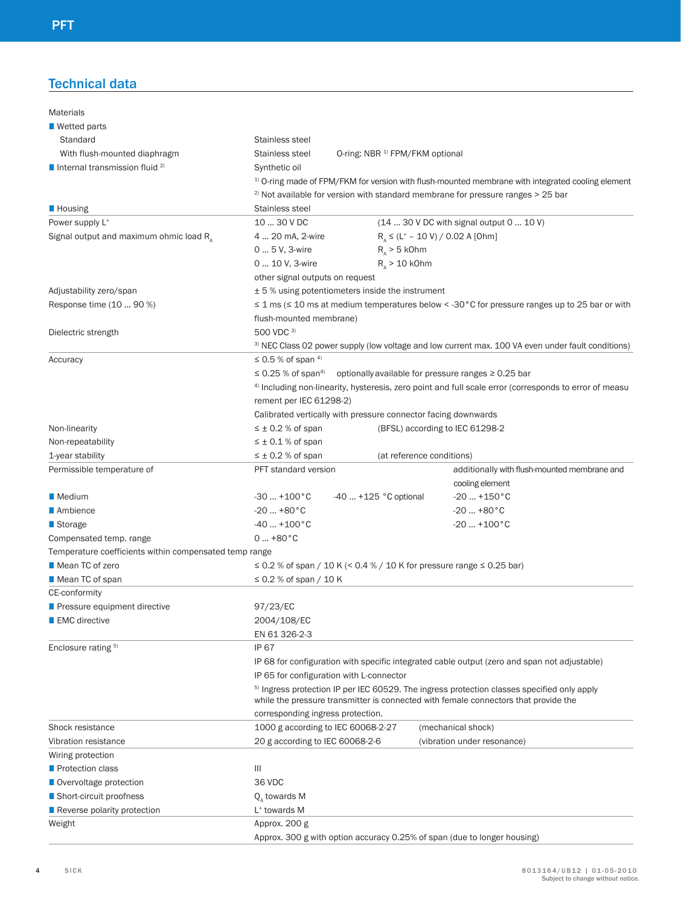## Technical data

| | | | |
|---|---|---|---|
| Materials | | | |
| ■ Wetted parts | | | |
| Standard | Stainless steel | | |
| With flush-mounted diaphragm | Stainless steel | O-ring: NBR [1] FPM/FKM optional | |
| ■ Internal transmission fluid [2] | Synthetic oil | | |
| | [1] O-ring made of FPM/FKM for version with flush-mounted membrane with integrated cooling element | | |
| | [2] Not available for version with standard membrane for pressure ranges > 25 bar | | |
| ■ Housing | Stainless steel | | |
| Power supply $L^+$ | 10 ... 30 V DC | (14 ... 30 V DC with signal output 0 ... 10 V) | |
| Signal output and maximum ohmic load $R_A$ | 4 ... 20 mA, 2-wire | $R_A \leq (L^+ - 10\ V) / 0.02\ A$ [Ohm] | |
| | 0 ... 5 V, 3-wire | $R_A$ > 5 kOhm | |
| | 0 ... 10 V, 3-wire | $R_A$ > 10 kOhm | |
| | other signal outputs on request | | |
| Adjustability zero/span | ± 5 % using potentiometers inside the instrument | | |
| Response time (10 ... 90 %) | ≤ 1 ms (≤ 10 ms at medium temperatures below < -30 °C for pressure ranges up to 25 bar or with flush-mounted membrane) | | |
| Dielectric strength | 500 VDC [3] | | |
| | [3] NEC Class 02 power supply (low voltage and low current max. 100 VA even under fault conditions) | | |
| Accuracy | ≤ 0.5 % of span [4] | | |
| | ≤ 0.25 % of span[4] | optionally available for pressure ranges ≥ 0.25 bar | |
| | [4] Including non-linearity, hysteresis, zero point and full scale error (corresponds to error of measurement per IEC 61298-2) | | |
| | Calibrated vertically with pressure connector facing downwards | | |
| Non-linearity | ≤ ± 0.2 % of span | (BFSL) according to IEC 61298-2 | |
| Non-repeatability | ≤ ± 0.1 % of span | | |
| 1-year stability | ≤ ± 0.2 % of span | (at reference conditions) | |
| Permissible temperature of | PFT standard version | | additionally with flush-mounted membrane and cooling element |
| ■ Medium | -30 ... +100 °C | -40 ... +125 °C optional | -20 ... +150 °C |
| ■ Ambience | -20 ... +80 °C | | -20 ... +80 °C |
| ■ Storage | -40 ... +100 °C | | -20 ... +100 °C |
| Compensated temp. range | 0 ... +80 °C | | |
| Temperature coefficients within compensated temp range | | | |
| ■ Mean TC of zero | ≤ 0.2 % of span / 10 K (< 0.4 % / 10 K for pressure range ≤ 0.25 bar) | | |
| ■ Mean TC of span | ≤ 0.2 % of span / 10 K | | |
| CE-conformity | | | |
| ■ Pressure equipment directive | 97/23/EC | | |
| ■ EMC directive | 2004/108/EC | | |
| | EN 61 326-2-3 | | |
| Enclosure rating [5] | IP 67 | | |
| | IP 68 for configuration with specific integrated cable output (zero and span not adjustable) | | |
| | IP 65 for configuration with L-connector | | |
| | [5] Ingress protection IP per IEC 60529. The ingress protection classes specified only apply while the pressure transmitter is connected with female connectors that provide the corresponding ingress protection. | | |
| Shock resistance | 1000 g according to IEC 60068-2-27 | (mechanical shock) | |
| Vibration resistance | 20 g according to IEC 60068-2-6 | (vibration under resonance) | |
| Wiring protection | | | |
| ■ Protection class | III | | |
| ■ Overvoltage protection | 36 VDC | | |
| ■ Short-circuit proofness | $Q_A$ towards M | | |
| ■ Reverse polarity protection | $L^+$ towards M | | |
| Weight | Approx. 200 g | | |
| | Approx. 300 g with option accuracy 0.25% of span (due to longer housing) | | |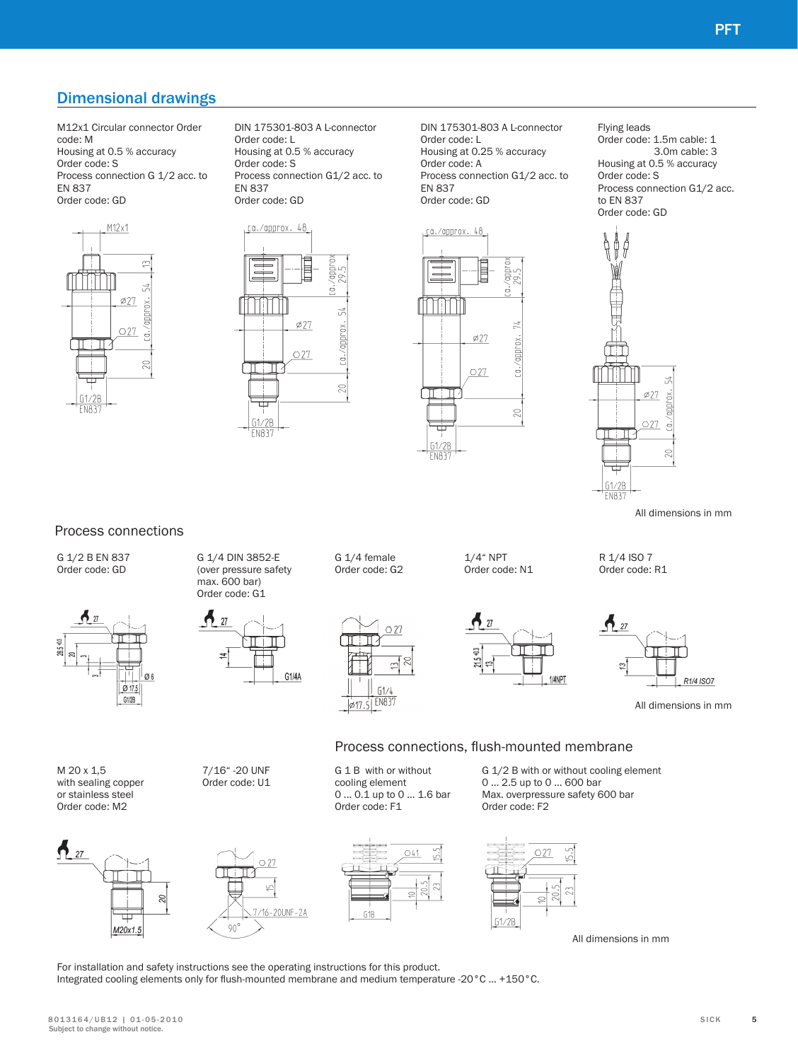## Dimensional drawings

M12x1 Circular connector Order code: M
Housing at 0.5 % accuracy
Order code: S
Process connection G 1/2 acc. to EN 837
Order code: GD

DIN 175301-803 A L-connector
Order code: L
Housing at 0.5 % accuracy
Order code: S
Process connection G1/2 acc. to EN 837
Order code: GD

DIN 175301-803 A L-connector
Order code: L
Housing at 0.25 % accuracy
Order code: A
Process connection G1/2 acc. to EN 837
Order code: GD

Flying leads
Order code: 1.5m cable: 1
3.0m cable: 3
Housing at 0.5 % accuracy
Order code: S
Process connection G1/2 acc. to EN 837
Order code: GD

All dimensions in mm

### Process connections

G 1/2 B EN 837
Order code: GD

G 1/4 DIN 3852-E
(over pressure safety max. 600 bar)
Order code: G1

G 1/4 female
Order code: G2

1/4" NPT
Order code: N1

R 1/4 ISO 7
Order code: R1

All dimensions in mm

M 20 x 1,5
with sealing copper or stainless steel
Order code: M2

7/16" -20 UNF
Order code: U1

### Process connections, flush-mounted membrane

G 1 B with or without cooling element
0 ... 0.1 up to 0 ... 1.6 bar
Order code: F1

G 1/2 B with or without cooling element
0 ... 2.5 up to 0 ... 600 bar
Max. overpressure safety 600 bar
Order code: F2

All dimensions in mm

For installation and safety instructions see the operating instructions for this product.
Integrated cooling elements only for flush-mounted membrane and medium temperature -20 °C ... +150 °C.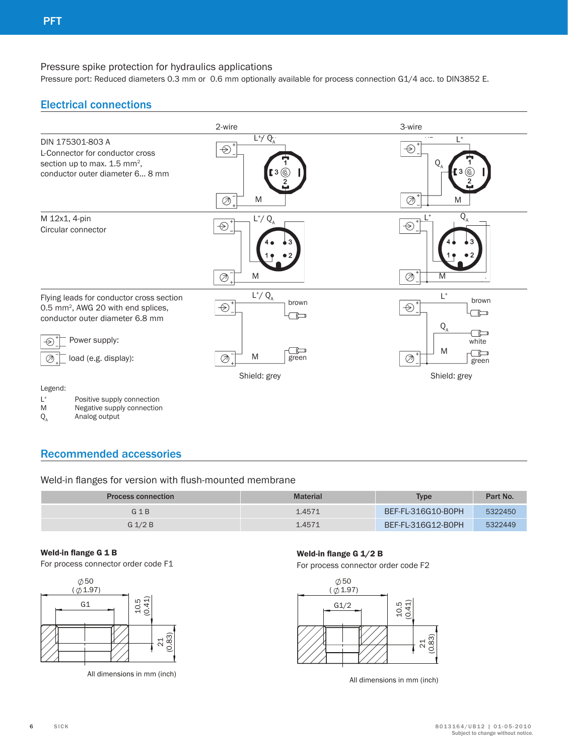Pressure spike protection for hydraulics applications

Pressure port: Reduced diameters 0.3 mm or 0.6 mm optionally available for process connection G1/4 acc. to DIN3852 E.

## Electrical connections

| | 2-wire | 3-wire |
|---|---|---|
| DIN 175301-803 A<br>L-Connector for conductor cross section up to max. 1.5 mm², conductor outer diameter 6... 8 mm | $L^+$/ $Q_A$, M | $L^+$, $Q_A$, M |
| M 12x1, 4-pin<br>Circular connector | $L^+$/ $Q_A$, M | $L^+$, $Q_A$, M |
| Flying leads for conductor cross section 0.5 mm², AWG 20 with end splices, conductor outer diameter 6.8 mm | $L^+$/ $Q_A$: brown<br>M: green<br>Shield: grey | $L^+$: brown<br>$Q_A$: white<br>M: green<br>Shield: grey |

Power supply:

load (e.g. display):

Legend:

- $L^+$ Positive supply connection
- M Negative supply connection
- $Q_A$ Analog output

## Recommended accessories

### Weld-in flanges for version with flush-mounted membrane

| Process connection | Material | Type | Part No. |
|---|---|---|---|
| G 1 B | 1.4571 | BEF-FL-316G10-B0PH | 5322450 |
| G 1/2 B | 1.4571 | BEF-FL-316G12-B0PH | 5322449 |

**Weld-in flange G 1 B**

For process connector order code F1

⌀50 (⌀1.97), G1, 10.5 (0.41), 21 (0.83)

All dimensions in mm (inch)

**Weld-in flange G 1/2 B**

For process connector order code F2

⌀50 (⌀1.97), G1/2, 10.5 (0.41), 21 (0.83)

All dimensions in mm (inch)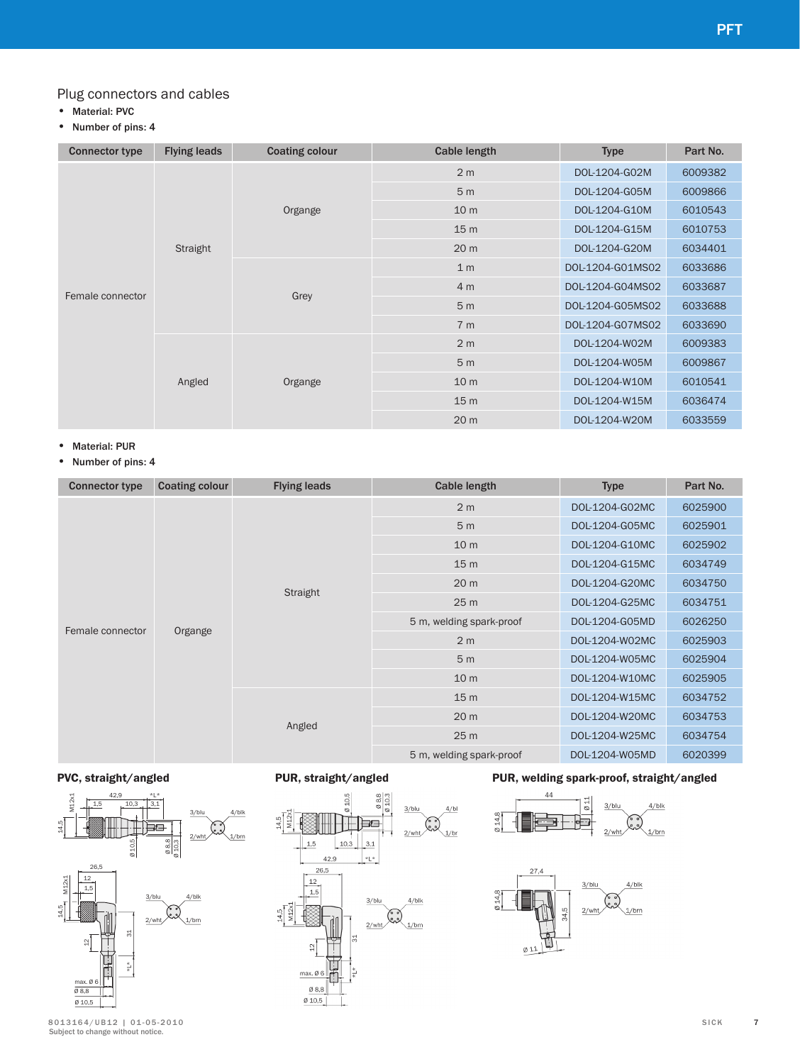## Plug connectors and cables

- **Material: PVC**
- **Number of pins: 4**

| Connector type | Flying leads | Coating colour | Cable length | Type | Part No. |
|---|---|---|---|---|---|
| Female connector | Straight | Organge | 2 m | DOL-1204-G02M | 6009382 |
| | | | 5 m | DOL-1204-G05M | 6009866 |
| | | | 10 m | DOL-1204-G10M | 6010543 |
| | | | 15 m | DOL-1204-G15M | 6010753 |
| | | | 20 m | DOL-1204-G20M | 6034401 |
| | | Grey | 1 m | DOL-1204-G01MS02 | 6033686 |
| | | | 4 m | DOL-1204-G04MS02 | 6033687 |
| | | | 5 m | DOL-1204-G05MS02 | 6033688 |
| | | | 7 m | DOL-1204-G07MS02 | 6033690 |
| | Angled | Organge | 2 m | DOL-1204-W02M | 6009383 |
| | | | 5 m | DOL-1204-W05M | 6009867 |
| | | | 10 m | DOL-1204-W10M | 6010541 |
| | | | 15 m | DOL-1204-W15M | 6036474 |
| | | | 20 m | DOL-1204-W20M | 6033559 |

- **Material: PUR**
- **Number of pins: 4**

| Connector type | Coating colour | Flying leads | Cable length | Type | Part No. |
|---|---|---|---|---|---|
| Female connector | Organge | Straight | 2 m | DOL-1204-G02MC | 6025900 |
| | | | 5 m | DOL-1204-G05MC | 6025901 |
| | | | 10 m | DOL-1204-G10MC | 6025902 |
| | | | 15 m | DOL-1204-G15MC | 6034749 |
| | | | 20 m | DOL-1204-G20MC | 6034750 |
| | | | 25 m | DOL-1204-G25MC | 6034751 |
| | | | 5 m, welding spark-proof | DOL-1204-G05MD | 6026250 |
| | | Angled | 2 m | DOL-1204-W02MC | 6025903 |
| | | | 5 m | DOL-1204-W05MC | 6025904 |
| | | | 10 m | DOL-1204-W10MC | 6025905 |
| | | | 15 m | DOL-1204-W15MC | 6034752 |
| | | | 20 m | DOL-1204-W20MC | 6034753 |
| | | | 25 m | DOL-1204-W25MC | 6034754 |
| | | | 5 m, welding spark-proof | DOL-1204-W05MD | 6020399 |

**PVC, straight/angled**

**PUR, straight/angled**

**PUR, welding spark-proof, straight/angled**

8013164/UB12 | 01-05-2010
Subject to change without notice.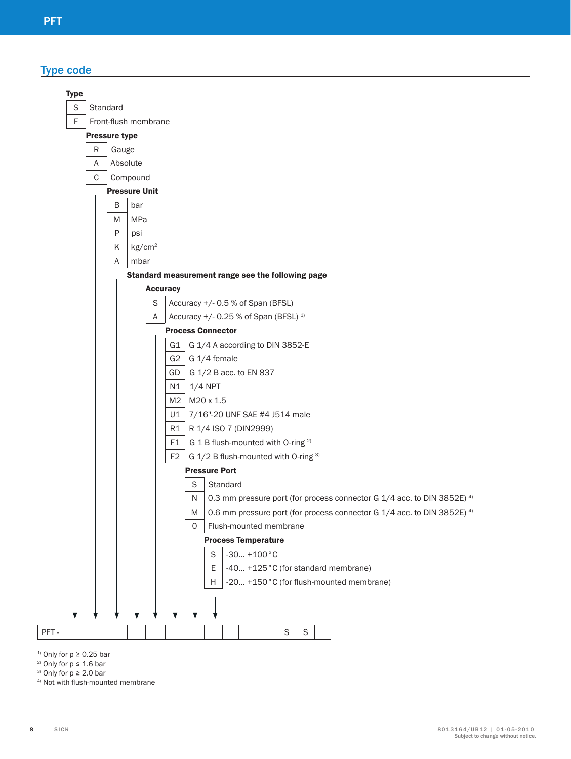## Type code

**Type**

| Code | Description |
|---|---|
| S | Standard |
| F | Front-flush membrane |

**Pressure type**

| Code | Description |
|---|---|
| R | Gauge |
| A | Absolute |
| C | Compound |

**Pressure Unit**

| Code | Description |
|---|---|
| B | bar |
| M | MPa |
| P | psi |
| K | kg/cm² |
| A | mbar |

**Standard measurement range see the following page**

**Accuracy**

| Code | Description |
|---|---|
| S | Accuracy +/- 0.5 % of Span (BFSL) |
| A | Accuracy +/- 0.25 % of Span (BFSL) [1] |

**Process Connector**

| Code | Description |
|---|---|
| G1 | G 1/4 A according to DIN 3852-E |
| G2 | G 1/4 female |
| GD | G 1/2 B acc. to EN 837 |
| N1 | 1/4 NPT |
| M2 | M20 x 1.5 |
| U1 | 7/16"-20 UNF SAE #4 J514 male |
| R1 | R 1/4 ISO 7 (DIN2999) |
| F1 | G 1 B flush-mounted with O-ring [2] |
| F2 | G 1/2 B flush-mounted with O-ring [3] |

**Pressure Port**

| Code | Description |
|---|---|
| S | Standard |
| N | 0.3 mm pressure port (for process connector G 1/4 acc. to DIN 3852E) [4] |
| M | 0.6 mm pressure port (for process connector G 1/4 acc. to DIN 3852E) [4] |
| O | Flush-mounted membrane |

**Process Temperature**

| Code | Description |
|---|---|
| S | -30... +100 °C |
| E | -40... +125 °C (for standard membrane) |
| H | -20... +150 °C (for flush-mounted membrane) |

| PFT - | | | | | | | | | | | S | S | |
|---|---|---|---|---|---|---|---|---|---|---|---|---|---|

[1] Only for p ≥ 0.25 bar
[2] Only for p ≤ 1.6 bar
[3] Only for p ≥ 2.0 bar
[4] Not with flush-mounted membrane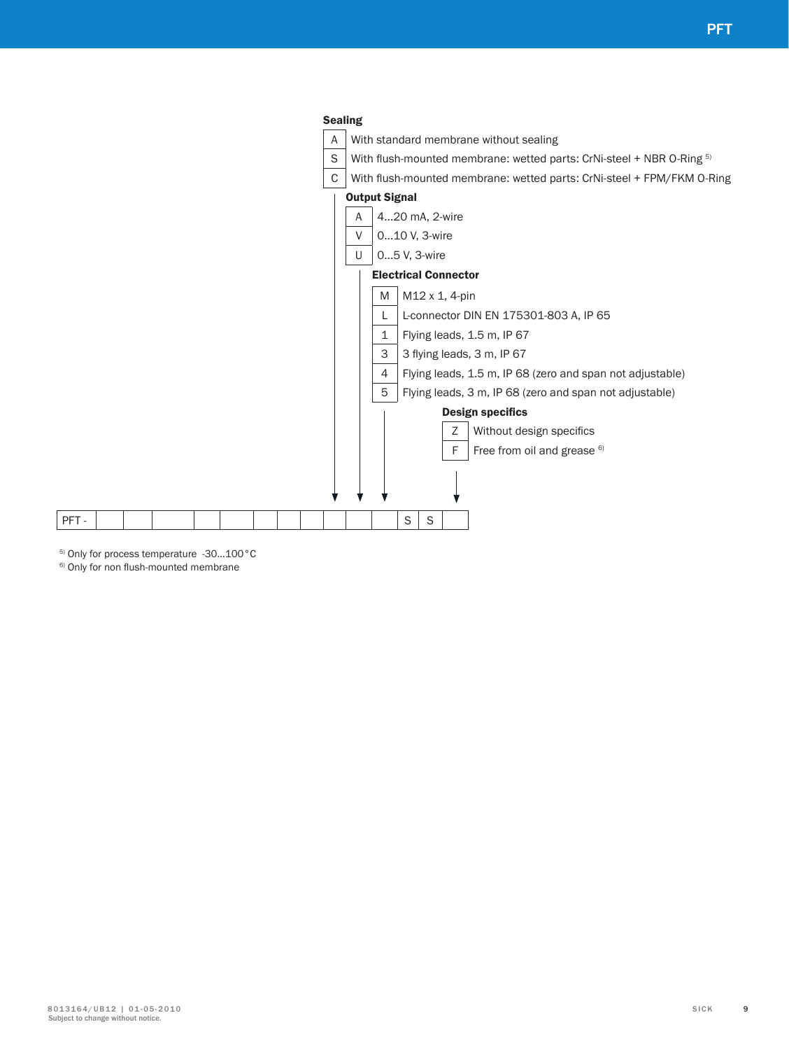### Sealing

| Code | Description |
|---|---|
| A | With standard membrane without sealing |
| S | With flush-mounted membrane: wetted parts: CrNi-steel + NBR O-Ring [5] |
| C | With flush-mounted membrane: wetted parts: CrNi-steel + FPM/FKM O-Ring |

### Output Signal

| Code | Description |
|---|---|
| A | 4...20 mA, 2-wire |
| V | 0...10 V, 3-wire |
| U | 0...5 V, 3-wire |

### Electrical Connector

| Code | Description |
|---|---|
| M | M12 x 1, 4-pin |
| L | L-connector DIN EN 175301-803 A, IP 65 |
| 1 | Flying leads, 1.5 m, IP 67 |
| 3 | 3 flying leads, 3 m, IP 67 |
| 4 | Flying leads, 1.5 m, IP 68 (zero and span not adjustable) |
| 5 | Flying leads, 3 m, IP 68 (zero and span not adjustable) |

### Design specifics

| Code | Description |
|---|---|
| Z | Without design specifics |
| F | Free from oil and grease [6] |

| PFT - | | | | | | | | | | | | | S | S | |
|---|---|---|---|---|---|---|---|---|---|---|---|---|---|---|---|

[5] Only for process temperature -30...100 °C
[6] Only for non flush-mounted membrane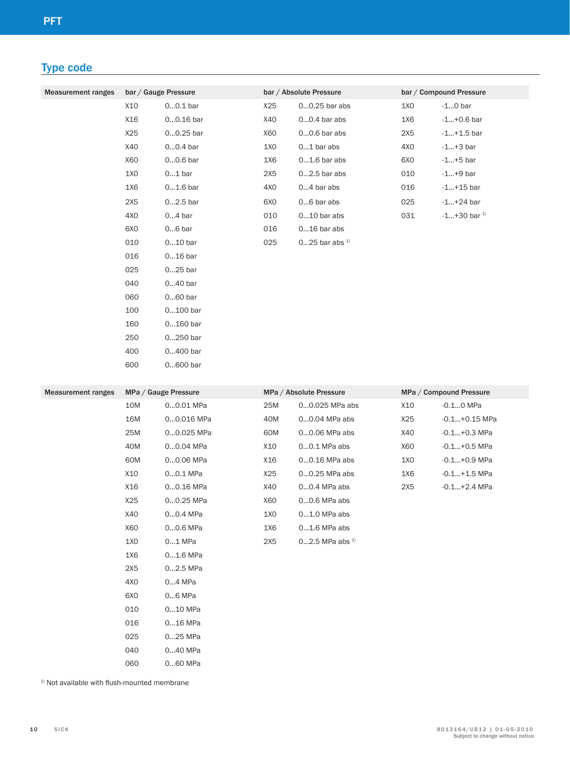## Type code

| Measurement ranges | bar / Gauge Pressure | | bar / Absolute Pressure | | bar / Compound Pressure | |
|---|---|---|---|---|---|---|
| | X10 | 0...0.1 bar | X25 | 0...0.25 bar abs | 1X0 | -1...0 bar |
| | X16 | 0...0.16 bar | X40 | 0...0.4 bar abs | 1X6 | -1...+0.6 bar |
| | X25 | 0...0.25 bar | X60 | 0...0.6 bar abs | 2X5 | -1...+1.5 bar |
| | X40 | 0...0.4 bar | 1X0 | 0...1 bar abs | 4X0 | -1...+3 bar |
| | X60 | 0...0.6 bar | 1X6 | 0...1.6 bar abs | 6X0 | -1...+5 bar |
| | 1X0 | 0...1 bar | 2X5 | 0...2.5 bar abs | 010 | -1...+9 bar |
| | 1X6 | 0...1.6 bar | 4X0 | 0...4 bar abs | 016 | -1...+15 bar |
| | 2X5 | 0...2.5 bar | 6X0 | 0...6 bar abs | 025 | -1...+24 bar |
| | 4X0 | 0...4 bar | 010 | 0...10 bar abs | 031 | -1...+30 bar [1] |
| | 6X0 | 0...6 bar | 016 | 0...16 bar abs | | |
| | 010 | 0...10 bar | 025 | 0...25 bar abs [1] | | |
| | 016 | 0...16 bar | | | | |
| | 025 | 0...25 bar | | | | |
| | 040 | 0...40 bar | | | | |
| | 060 | 0...60 bar | | | | |
| | 100 | 0...100 bar | | | | |
| | 160 | 0...160 bar | | | | |
| | 250 | 0...250 bar | | | | |
| | 400 | 0...400 bar | | | | |
| | 600 | 0...600 bar | | | | |

| Measurement ranges | MPa / Gauge Pressure | | MPa / Absolute Pressure | | MPa / Compound Pressure | |
|---|---|---|---|---|---|---|
| | 10M | 0...0.01 MPa | 25M | 0...0.025 MPa abs | X10 | -0.1...0 MPa |
| | 16M | 0...0.016 MPa | 40M | 0...0.04 MPa abs | X25 | -0.1...+0.15 MPa |
| | 25M | 0...0.025 MPa | 60M | 0...0.06 MPa abs | X40 | -0.1...+0.3 MPa |
| | 40M | 0...0.04 MPa | X10 | 0...0.1 MPa abs | X60 | -0.1...+0.5 MPa |
| | 60M | 0...0.06 MPa | X16 | 0...0.16 MPa abs | 1X0 | -0.1...+0.9 MPa |
| | X10 | 0...0.1 MPa | X25 | 0...0.25 MPa abs | 1X6 | -0.1...+1.5 MPa |
| | X16 | 0...0.16 MPa | X40 | 0...0.4 MPa abs | 2X5 | -0.1...+2.4 MPa |
| | X25 | 0...0.25 MPa | X60 | 0...0.6 MPa abs | | |
| | X40 | 0...0.4 MPa | 1X0 | 0...1.0 MPa abs | | |
| | X60 | 0...0.6 MPa | 1X6 | 0...1.6 MPa abs | | |
| | 1X0 | 0...1 MPa | 2X5 | 0...2.5 MPa abs [1] | | |
| | 1X6 | 0...1.6 MPa | | | | |
| | 2X5 | 0...2.5 MPa | | | | |
| | 4X0 | 0...4 MPa | | | | |
| | 6X0 | 0...6 MPa | | | | |
| | 010 | 0...10 MPa | | | | |
| | 016 | 0...16 MPa | | | | |
| | 025 | 0...25 MPa | | | | |
| | 040 | 0...40 MPa | | | | |
| | 060 | 0...60 MPa | | | | |

[1] Not available with flush-mounted membrane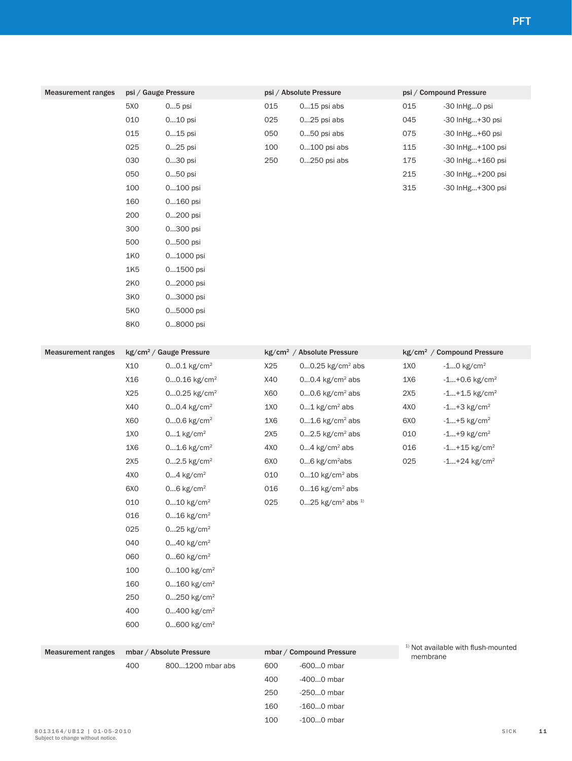| Measurement ranges | psi / Gauge Pressure | | psi / Absolute Pressure | | psi / Compound Pressure | |
|---|---|---|---|---|---|---|
| | 5X0 | 0…5 psi | 015 | 0…15 psi abs | 015 | -30 InHg…0 psi |
| | 010 | 0…10 psi | 025 | 0…25 psi abs | 045 | -30 InHg…+30 psi |
| | 015 | 0…15 psi | 050 | 0…50 psi abs | 075 | -30 InHg…+60 psi |
| | 025 | 0…25 psi | 100 | 0…100 psi abs | 115 | -30 InHg…+100 psi |
| | 030 | 0…30 psi | 250 | 0…250 psi abs | 175 | -30 InHg…+160 psi |
| | 050 | 0…50 psi | | | 215 | -30 InHg…+200 psi |
| | 100 | 0…100 psi | | | 315 | -30 InHg…+300 psi |
| | 160 | 0…160 psi | | | | |
| | 200 | 0…200 psi | | | | |
| | 300 | 0…300 psi | | | | |
| | 500 | 0…500 psi | | | | |
| | 1K0 | 0…1000 psi | | | | |
| | 1K5 | 0…1500 psi | | | | |
| | 2K0 | 0…2000 psi | | | | |
| | 3K0 | 0…3000 psi | | | | |
| | 5K0 | 0…5000 psi | | | | |
| | 8K0 | 0…8000 psi | | | | |

| Measurement ranges | kg/cm² / Gauge Pressure | | kg/cm² / Absolute Pressure | | kg/cm² / Compound Pressure | |
|---|---|---|---|---|---|---|
| | X10 | 0…0.1 kg/cm² | X25 | 0…0.25 kg/cm² abs | 1X0 | -1…0 kg/cm² |
| | X16 | 0…0.16 kg/cm² | X40 | 0…0.4 kg/cm² abs | 1X6 | -1…+0.6 kg/cm² |
| | X25 | 0…0.25 kg/cm² | X60 | 0…0.6 kg/cm² abs | 2X5 | -1…+1.5 kg/cm² |
| | X40 | 0…0.4 kg/cm² | 1X0 | 0…1 kg/cm² abs | 4X0 | -1…+3 kg/cm² |
| | X60 | 0…0.6 kg/cm² | 1X6 | 0…1.6 kg/cm² abs | 6X0 | -1…+5 kg/cm² |
| | 1X0 | 0…1 kg/cm² | 2X5 | 0…2.5 kg/cm² abs | 010 | -1…+9 kg/cm² |
| | 1X6 | 0…1.6 kg/cm² | 4X0 | 0…4 kg/cm² abs | 016 | -1…+15 kg/cm² |
| | 2X5 | 0…2.5 kg/cm² | 6X0 | 0…6 kg/cm²abs | 025 | -1…+24 kg/cm² |
| | 4X0 | 0…4 kg/cm² | 010 | 0…10 kg/cm² abs | | |
| | 6X0 | 0…6 kg/cm² | 016 | 0…16 kg/cm² abs | | |
| | 010 | 0…10 kg/cm² | 025 | 0…25 kg/cm² abs [1] | | |
| | 016 | 0…16 kg/cm² | | | | |
| | 025 | 0…25 kg/cm² | | | | |
| | 040 | 0…40 kg/cm² | | | | |
| | 060 | 0…60 kg/cm² | | | | |
| | 100 | 0…100 kg/cm² | | | | |
| | 160 | 0…160 kg/cm² | | | | |
| | 250 | 0…250 kg/cm² | | | | |
| | 400 | 0…400 kg/cm² | | | | |
| | 600 | 0…600 kg/cm² | | | | |

| Measurement ranges | mbar / Absolute Pressure | | mbar / Compound Pressure | |
|---|---|---|---|---|
| | 400 | 800…1200 mbar abs | 600 | -600…0 mbar |
| | | | 400 | -400…0 mbar |
| | | | 250 | -250…0 mbar |
| | | | 160 | -160…0 mbar |
| | | | 100 | -100…0 mbar |

[1] Not available with flush-mounted membrane

8013164/UB12 | 01-05-2010
Subject to change without notice.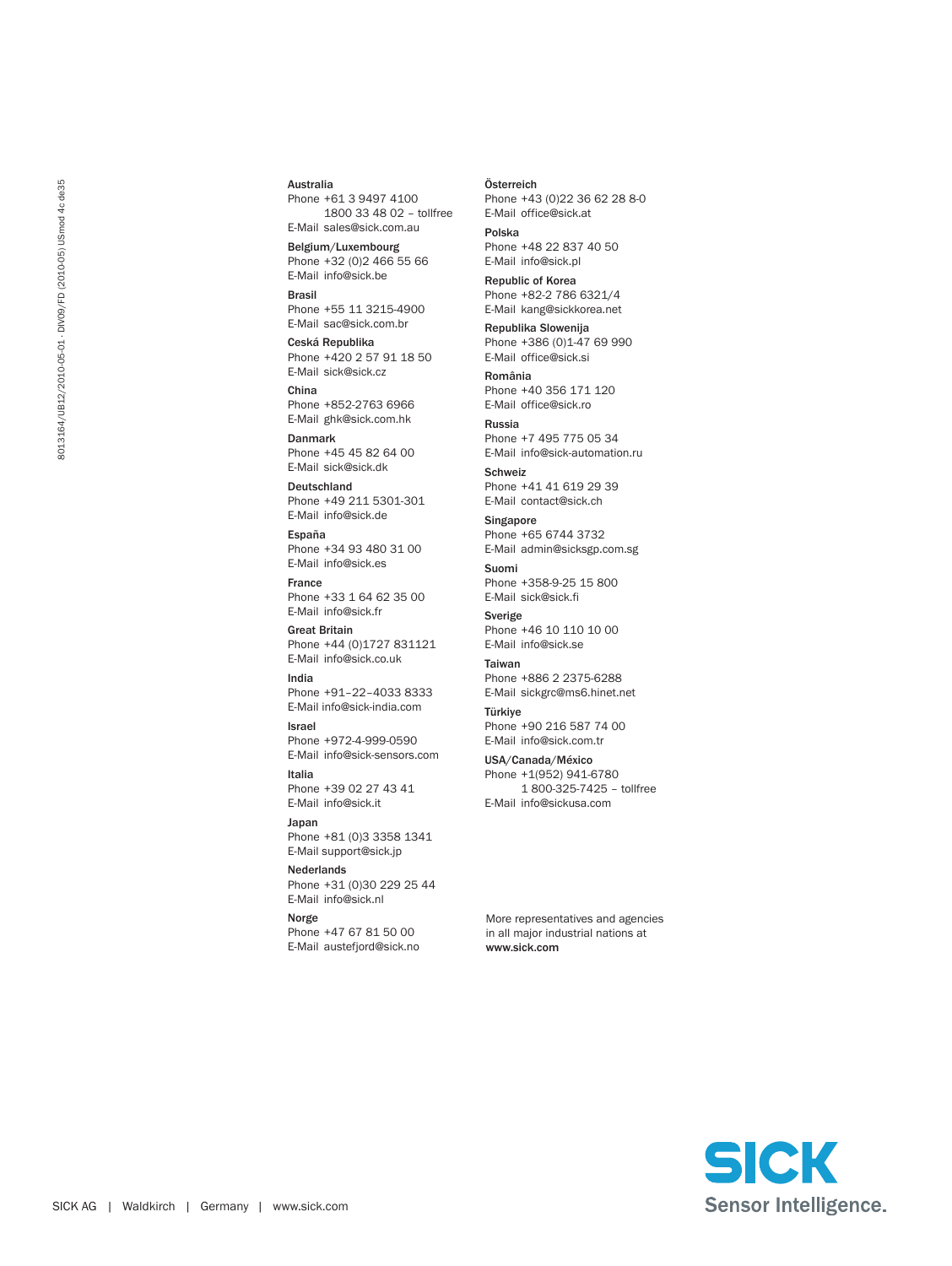**Australia**
Phone +61 3 9497 4100
1800 33 48 02 – tollfree
E-Mail sales@sick.com.au

**Belgium/Luxembourg**
Phone +32 (0)2 466 55 66
E-Mail info@sick.be

**Brasil**
Phone +55 11 3215-4900
E-Mail sac@sick.com.br

**Ceská Republika**
Phone +420 2 57 91 18 50
E-Mail sick@sick.cz

**China**
Phone +852-2763 6966
E-Mail ghk@sick.com.hk

**Danmark**
Phone +45 45 82 64 00
E-Mail sick@sick.dk

**Deutschland**
Phone +49 211 5301-301
E-Mail info@sick.de

**España**
Phone +34 93 480 31 00
E-Mail info@sick.es

**France**
Phone +33 1 64 62 35 00
E-Mail info@sick.fr

**Great Britain**
Phone +44 (0)1727 831121
E-Mail info@sick.co.uk

**India**
Phone +91–22–4033 8333
E-Mail info@sick-india.com

**Israel**
Phone +972-4-999-0590
E-Mail info@sick-sensors.com

**Italia**
Phone +39 02 27 43 41
E-Mail info@sick.it

**Japan**
Phone +81 (0)3 3358 1341
E-Mail support@sick.jp

**Nederlands**
Phone +31 (0)30 229 25 44
E-Mail info@sick.nl

**Norge**
Phone +47 67 81 50 00
E-Mail austefjord@sick.no

**Österreich**
Phone +43 (0)22 36 62 28 8-0
E-Mail office@sick.at

**Polska**
Phone +48 22 837 40 50
E-Mail info@sick.pl

**Republic of Korea**
Phone +82-2 786 6321/4
E-Mail kang@sickkorea.net

**Republika Slowenija**
Phone +386 (0)1-47 69 990
E-Mail office@sick.si

**România**
Phone +40 356 171 120
E-Mail office@sick.ro

**Russia**
Phone +7 495 775 05 34
E-Mail info@sick-automation.ru

**Schweiz**
Phone +41 41 619 29 39
E-Mail contact@sick.ch

**Singapore**
Phone +65 6744 3732
E-Mail admin@sicksgp.com.sg

**Suomi**
Phone +358-9-25 15 800
E-Mail sick@sick.fi

**Sverige**
Phone +46 10 110 10 00
E-Mail info@sick.se

**Taiwan**
Phone +886 2 2375-6288
E-Mail sickgrc@ms6.hinet.net

**Türkiye**
Phone +90 216 587 74 00
E-Mail info@sick.com.tr

**USA/Canada/México**
Phone +1(952) 941-6780
1 800-325-7425 – tollfree
E-Mail info@sickusa.com

More representatives and agencies in all major industrial nations at **www.sick.com**

8013164/UB12/2010-05-01 · DIV09/FD (2010-05) USmod 4c de35

SICK AG | Waldkirch | Germany | www.sick.com

SICK Sensor Intelligence.